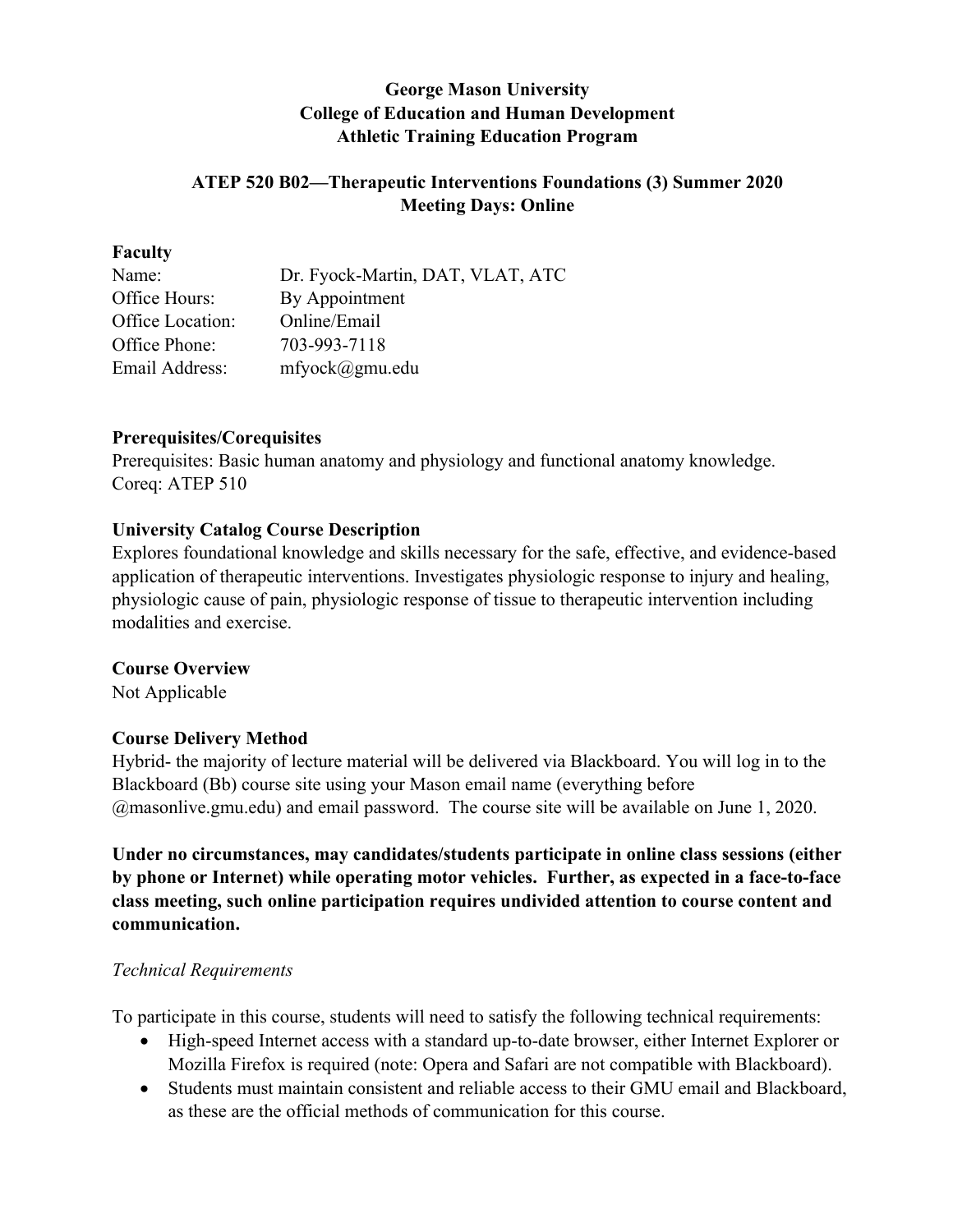**George Mason University**
**College of Education and Human Development**
**Athletic Training Education Program**

**ATEP 520 B02—Therapeutic Interventions Foundations (3) Summer 2020**
**Meeting Days: Online**

## Faculty

| | |
|---|---|
| Name: | Dr. Fyock-Martin, DAT, VLAT, ATC |
| Office Hours: | By Appointment |
| Office Location: | Online/Email |
| Office Phone: | 703-993-7118 |
| Email Address: | mfyock@gmu.edu |

## Prerequisites/Corequisites

Prerequisites: Basic human anatomy and physiology and functional anatomy knowledge.
Coreq: ATEP 510

## University Catalog Course Description

Explores foundational knowledge and skills necessary for the safe, effective, and evidence-based application of therapeutic interventions. Investigates physiologic response to injury and healing, physiologic cause of pain, physiologic response of tissue to therapeutic intervention including modalities and exercise.

## Course Overview

Not Applicable

## Course Delivery Method

Hybrid- the majority of lecture material will be delivered via Blackboard. You will log in to the Blackboard (Bb) course site using your Mason email name (everything before @masonlive.gmu.edu) and email password. The course site will be available on June 1, 2020.

**Under no circumstances, may candidates/students participate in online class sessions (either by phone or Internet) while operating motor vehicles. Further, as expected in a face-to-face class meeting, such online participation requires undivided attention to course content and communication.**

*Technical Requirements*

To participate in this course, students will need to satisfy the following technical requirements:

- High-speed Internet access with a standard up-to-date browser, either Internet Explorer or Mozilla Firefox is required (note: Opera and Safari are not compatible with Blackboard).
- Students must maintain consistent and reliable access to their GMU email and Blackboard, as these are the official methods of communication for this course.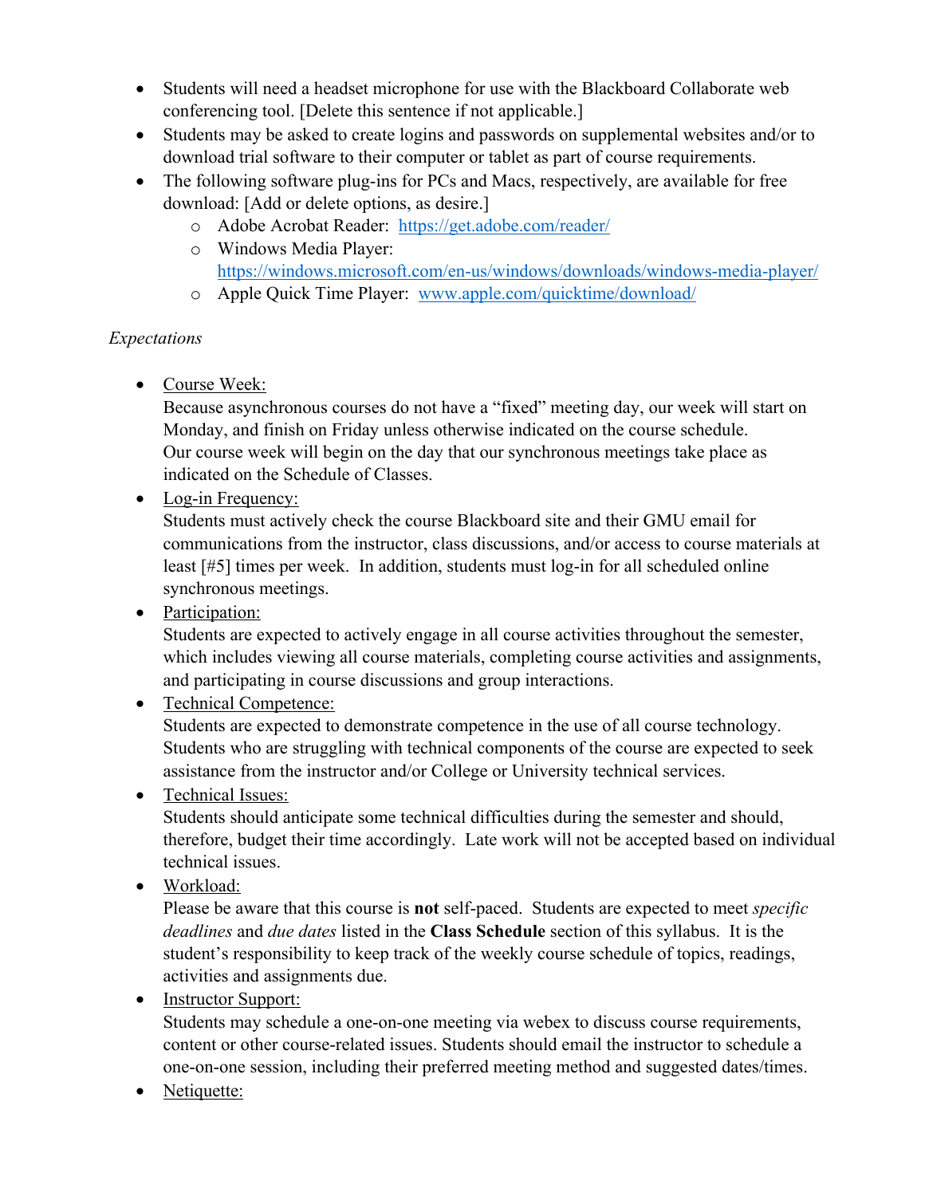- Students will need a headset microphone for use with the Blackboard Collaborate web conferencing tool. [Delete this sentence if not applicable.]
- Students may be asked to create logins and passwords on supplemental websites and/or to download trial software to their computer or tablet as part of course requirements.
- The following software plug-ins for PCs and Macs, respectively, are available for free download: [Add or delete options, as desire.]
  - Adobe Acrobat Reader: [https://get.adobe.com/reader/](https://get.adobe.com/reader/)
  - Windows Media Player: [https://windows.microsoft.com/en-us/windows/downloads/windows-media-player/](https://windows.microsoft.com/en-us/windows/downloads/windows-media-player/)
  - Apple Quick Time Player: [www.apple.com/quicktime/download/](www.apple.com/quicktime/download/)

*Expectations*

- <u>Course Week:</u>
  Because asynchronous courses do not have a "fixed" meeting day, our week will start on Monday, and finish on Friday unless otherwise indicated on the course schedule.
  Our course week will begin on the day that our synchronous meetings take place as indicated on the Schedule of Classes.
- <u>Log-in Frequency:</u>
  Students must actively check the course Blackboard site and their GMU email for communications from the instructor, class discussions, and/or access to course materials at least [#5] times per week. In addition, students must log-in for all scheduled online synchronous meetings.
- <u>Participation:</u>
  Students are expected to actively engage in all course activities throughout the semester, which includes viewing all course materials, completing course activities and assignments, and participating in course discussions and group interactions.
- <u>Technical Competence:</u>
  Students are expected to demonstrate competence in the use of all course technology. Students who are struggling with technical components of the course are expected to seek assistance from the instructor and/or College or University technical services.
- <u>Technical Issues:</u>
  Students should anticipate some technical difficulties during the semester and should, therefore, budget their time accordingly. Late work will not be accepted based on individual technical issues.
- <u>Workload:</u>
  Please be aware that this course is **not** self-paced. Students are expected to meet *specific deadlines* and *due dates* listed in the **Class Schedule** section of this syllabus. It is the student's responsibility to keep track of the weekly course schedule of topics, readings, activities and assignments due.
- <u>Instructor Support:</u>
  Students may schedule a one-on-one meeting via webex to discuss course requirements, content or other course-related issues. Students should email the instructor to schedule a one-on-one session, including their preferred meeting method and suggested dates/times.
- <u>Netiquette:</u>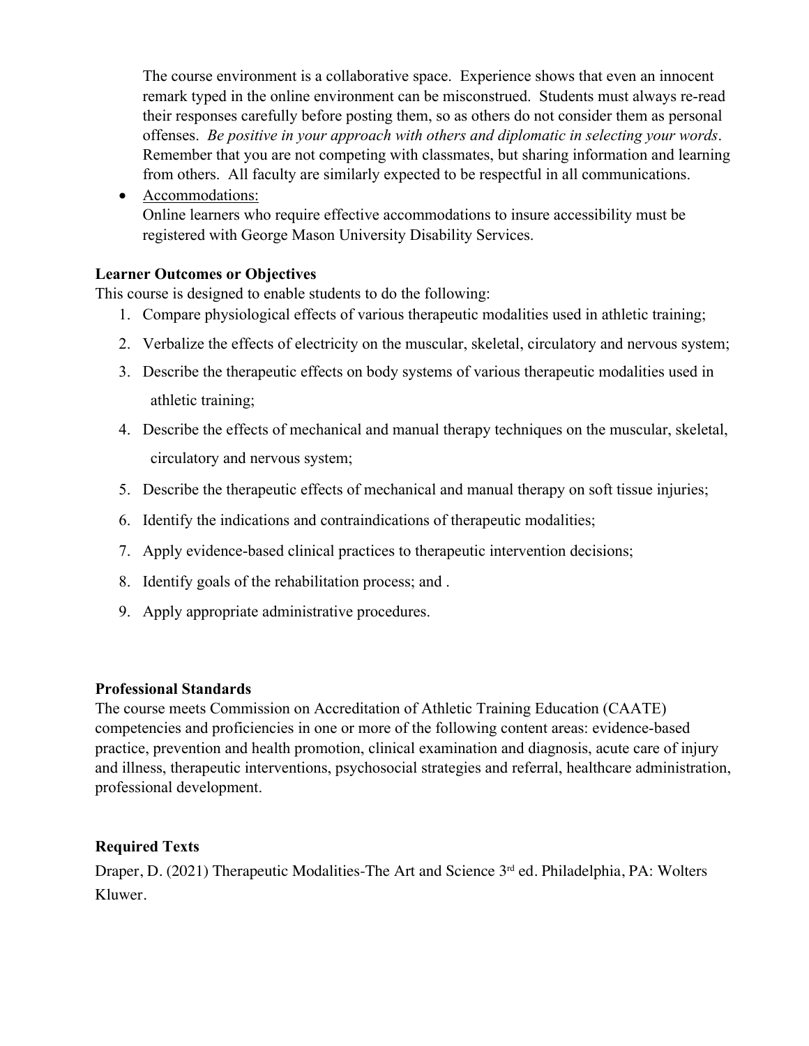The course environment is a collaborative space. Experience shows that even an innocent remark typed in the online environment can be misconstrued. Students must always re-read their responses carefully before posting them, so as others do not consider them as personal offenses. *Be positive in your approach with others and diplomatic in selecting your words*. Remember that you are not competing with classmates, but sharing information and learning from others. All faculty are similarly expected to be respectful in all communications.

- Accommodations:
  Online learners who require effective accommodations to insure accessibility must be registered with George Mason University Disability Services.

**Learner Outcomes or Objectives**

This course is designed to enable students to do the following:

1. Compare physiological effects of various therapeutic modalities used in athletic training;
2. Verbalize the effects of electricity on the muscular, skeletal, circulatory and nervous system;
3. Describe the therapeutic effects on body systems of various therapeutic modalities used in athletic training;
4. Describe the effects of mechanical and manual therapy techniques on the muscular, skeletal, circulatory and nervous system;
5. Describe the therapeutic effects of mechanical and manual therapy on soft tissue injuries;
6. Identify the indications and contraindications of therapeutic modalities;
7. Apply evidence-based clinical practices to therapeutic intervention decisions;
8. Identify goals of the rehabilitation process; and .
9. Apply appropriate administrative procedures.

**Professional Standards**

The course meets Commission on Accreditation of Athletic Training Education (CAATE) competencies and proficiencies in one or more of the following content areas: evidence-based practice, prevention and health promotion, clinical examination and diagnosis, acute care of injury and illness, therapeutic interventions, psychosocial strategies and referral, healthcare administration, professional development.

**Required Texts**

Draper, D. (2021) Therapeutic Modalities-The Art and Science 3rd ed. Philadelphia, PA: Wolters Kluwer.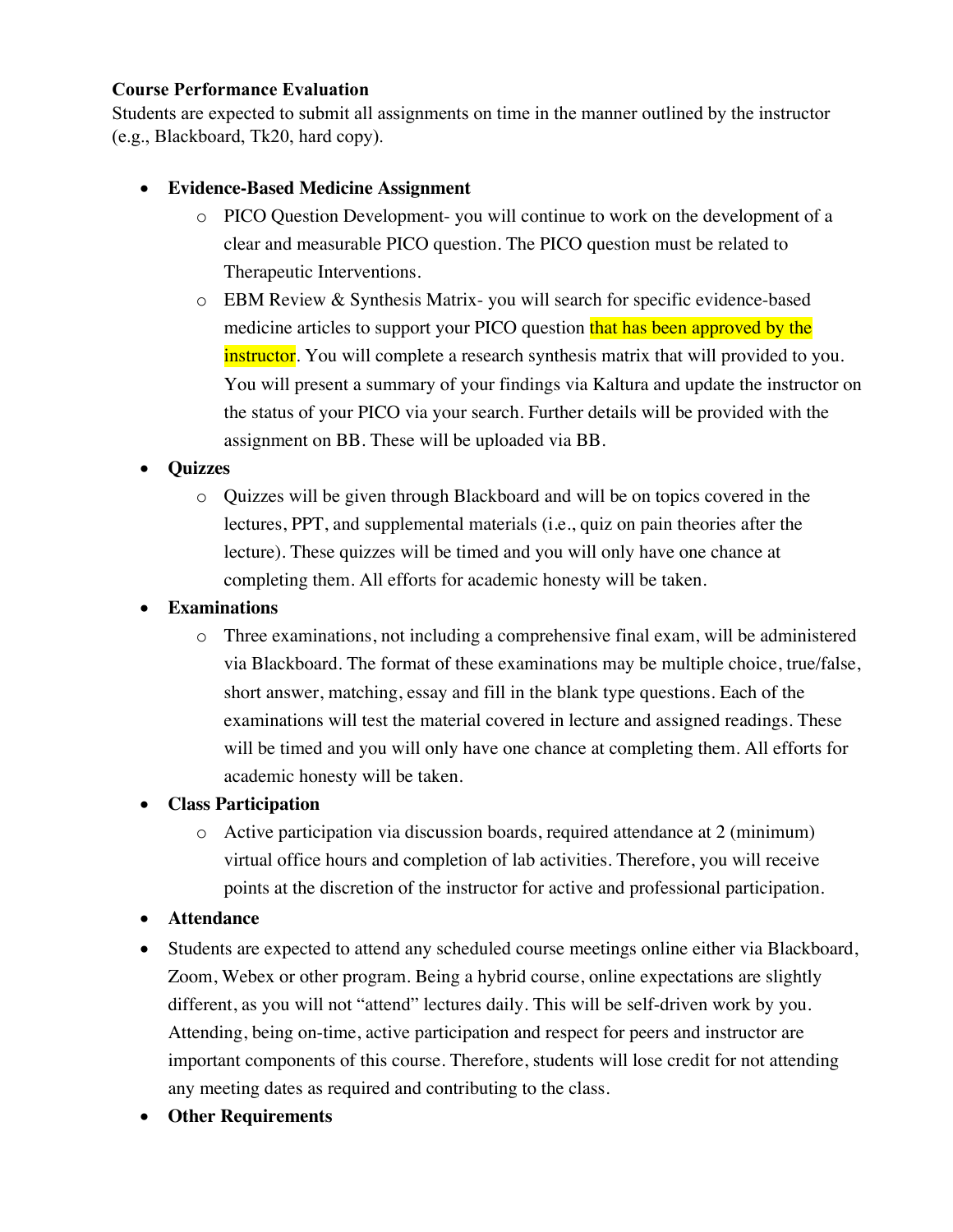**Course Performance Evaluation**
Students are expected to submit all assignments on time in the manner outlined by the instructor (e.g., Blackboard, Tk20, hard copy).

- **Evidence-Based Medicine Assignment**
  - PICO Question Development- you will continue to work on the development of a clear and measurable PICO question. The PICO question must be related to Therapeutic Interventions.
  - EBM Review & Synthesis Matrix- you will search for specific evidence-based medicine articles to support your PICO question that has been approved by the instructor. You will complete a research synthesis matrix that will provided to you. You will present a summary of your findings via Kaltura and update the instructor on the status of your PICO via your search. Further details will be provided with the assignment on BB. These will be uploaded via BB.
- **Quizzes**
  - Quizzes will be given through Blackboard and will be on topics covered in the lectures, PPT, and supplemental materials (i.e., quiz on pain theories after the lecture). These quizzes will be timed and you will only have one chance at completing them. All efforts for academic honesty will be taken.
- **Examinations**
  - Three examinations, not including a comprehensive final exam, will be administered via Blackboard. The format of these examinations may be multiple choice, true/false, short answer, matching, essay and fill in the blank type questions. Each of the examinations will test the material covered in lecture and assigned readings. These will be timed and you will only have one chance at completing them. All efforts for academic honesty will be taken.
- **Class Participation**
  - Active participation via discussion boards, required attendance at 2 (minimum) virtual office hours and completion of lab activities. Therefore, you will receive points at the discretion of the instructor for active and professional participation.
- **Attendance**
- Students are expected to attend any scheduled course meetings online either via Blackboard, Zoom, Webex or other program. Being a hybrid course, online expectations are slightly different, as you will not "attend" lectures daily. This will be self-driven work by you. Attending, being on-time, active participation and respect for peers and instructor are important components of this course. Therefore, students will lose credit for not attending any meeting dates as required and contributing to the class.
- **Other Requirements**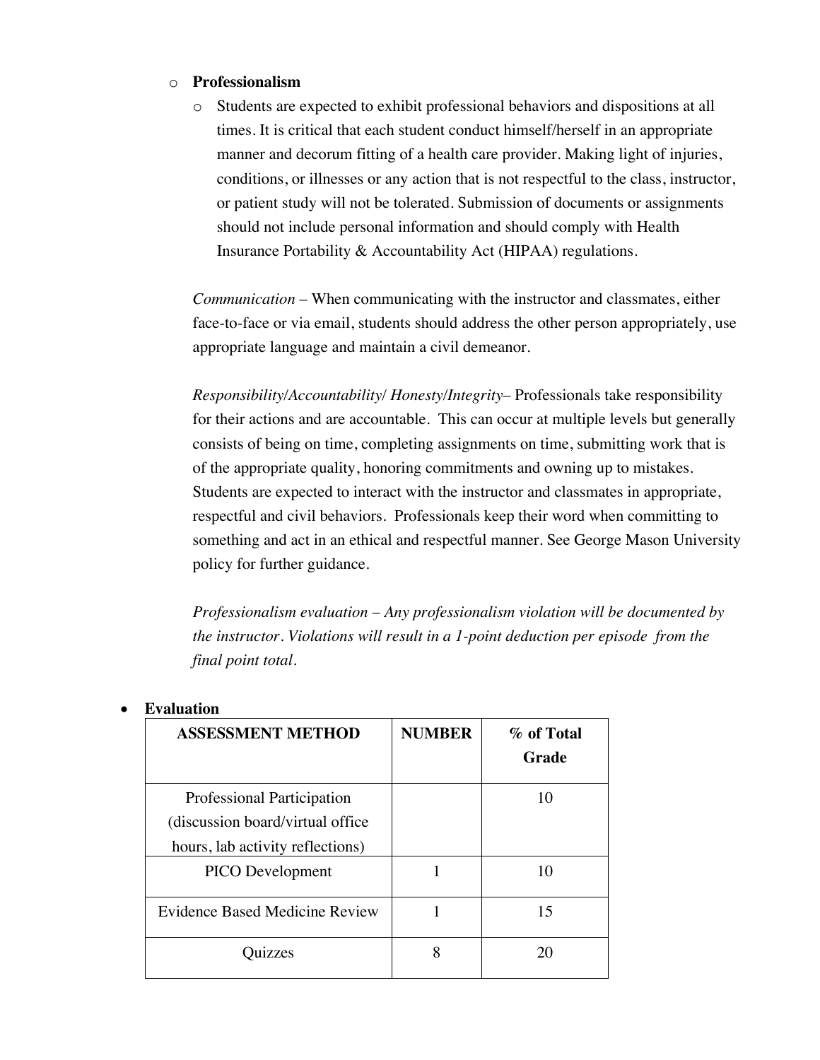- **Professionalism**
  - Students are expected to exhibit professional behaviors and dispositions at all times. It is critical that each student conduct himself/herself in an appropriate manner and decorum fitting of a health care provider. Making light of injuries, conditions, or illnesses or any action that is not respectful to the class, instructor, or patient study will not be tolerated. Submission of documents or assignments should not include personal information and should comply with Health Insurance Portability & Accountability Act (HIPAA) regulations.

  *Communication* – When communicating with the instructor and classmates, either face-to-face or via email, students should address the other person appropriately, use appropriate language and maintain a civil demeanor.

  *Responsibility/Accountability/ Honesty/Integrity*– Professionals take responsibility for their actions and are accountable. This can occur at multiple levels but generally consists of being on time, completing assignments on time, submitting work that is of the appropriate quality, honoring commitments and owning up to mistakes. Students are expected to interact with the instructor and classmates in appropriate, respectful and civil behaviors. Professionals keep their word when committing to something and act in an ethical and respectful manner. See George Mason University policy for further guidance.

  *Professionalism evaluation – Any professionalism violation will be documented by the instructor. Violations will result in a 1-point deduction per episode from the final point total.*

- **Evaluation**

| ASSESSMENT METHOD | NUMBER | % of Total Grade |
|---|---|---|
| Professional Participation (discussion board/virtual office hours, lab activity reflections) | | 10 |
| PICO Development | 1 | 10 |
| Evidence Based Medicine Review | 1 | 15 |
| Quizzes | 8 | 20 |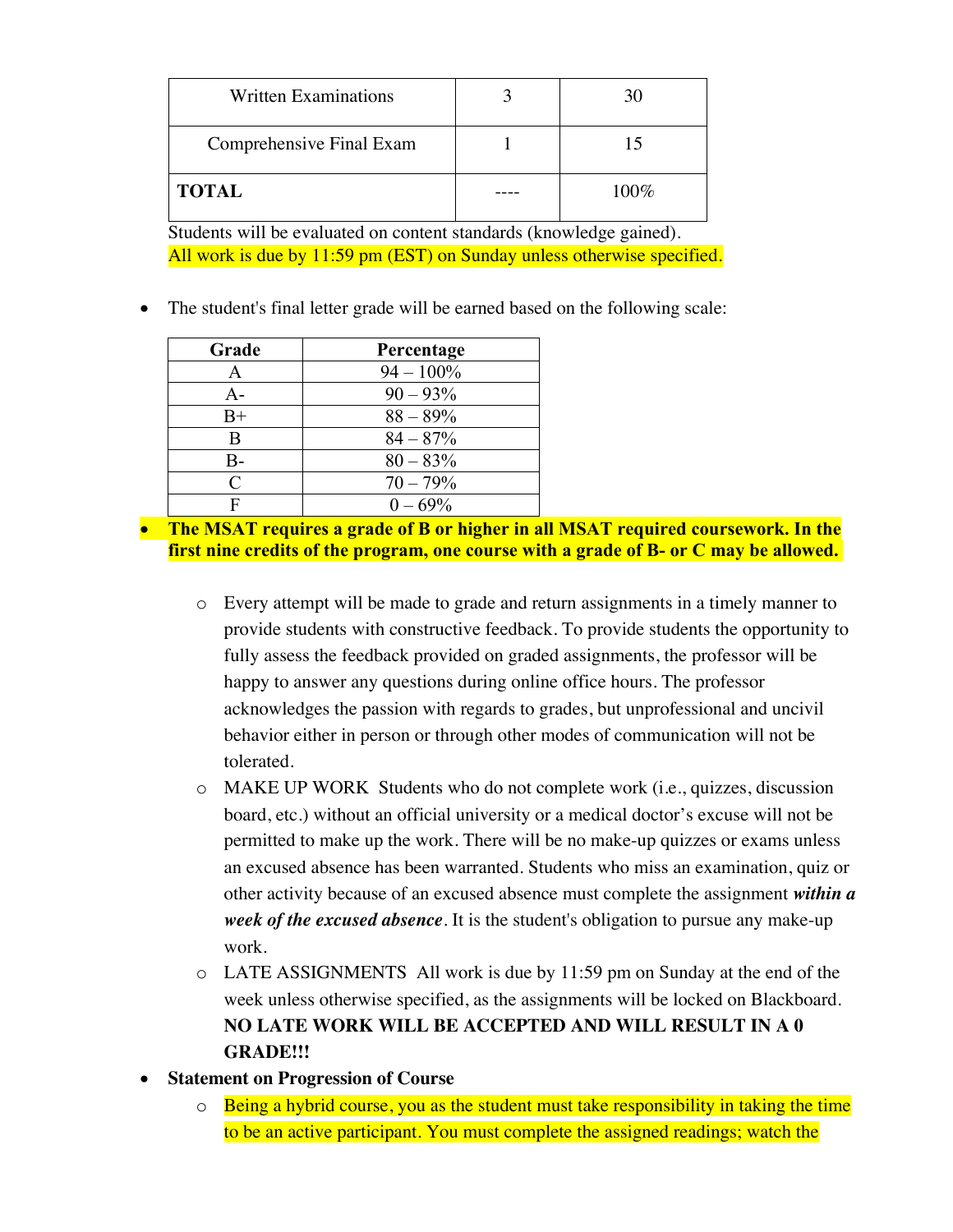| Written Examinations | 3 | 30 |
| --- | --- | --- |
| Comprehensive Final Exam | 1 | 15 |
| **TOTAL** | ---- | 100% |

Students will be evaluated on content standards (knowledge gained).
All work is due by 11:59 pm (EST) on Sunday unless otherwise specified.

- The student's final letter grade will be earned based on the following scale:

| Grade | Percentage |
| --- | --- |
| A | 94 – 100% |
| A- | 90 – 93% |
| B+ | 88 – 89% |
| B | 84 – 87% |
| B- | 80 – 83% |
| C | 70 – 79% |
| F | 0 – 69% |

- **The MSAT requires a grade of B or higher in all MSAT required coursework. In the first nine credits of the program, one course with a grade of B- or C may be allowed.**

  - Every attempt will be made to grade and return assignments in a timely manner to provide students with constructive feedback. To provide students the opportunity to fully assess the feedback provided on graded assignments, the professor will be happy to answer any questions during online office hours. The professor acknowledges the passion with regards to grades, but unprofessional and uncivil behavior either in person or through other modes of communication will not be tolerated.
  - MAKE UP WORK Students who do not complete work (i.e., quizzes, discussion board, etc.) without an official university or a medical doctor's excuse will not be permitted to make up the work. There will be no make-up quizzes or exams unless an excused absence has been warranted. Students who miss an examination, quiz or other activity because of an excused absence must complete the assignment ***within a week of the excused absence***. It is the student's obligation to pursue any make-up work.
  - LATE ASSIGNMENTS All work is due by 11:59 pm on Sunday at the end of the week unless otherwise specified, as the assignments will be locked on Blackboard. **NO LATE WORK WILL BE ACCEPTED AND WILL RESULT IN A 0 GRADE!!!**

- **Statement on Progression of Course**
  - Being a hybrid course, you as the student must take responsibility in taking the time to be an active participant. You must complete the assigned readings; watch the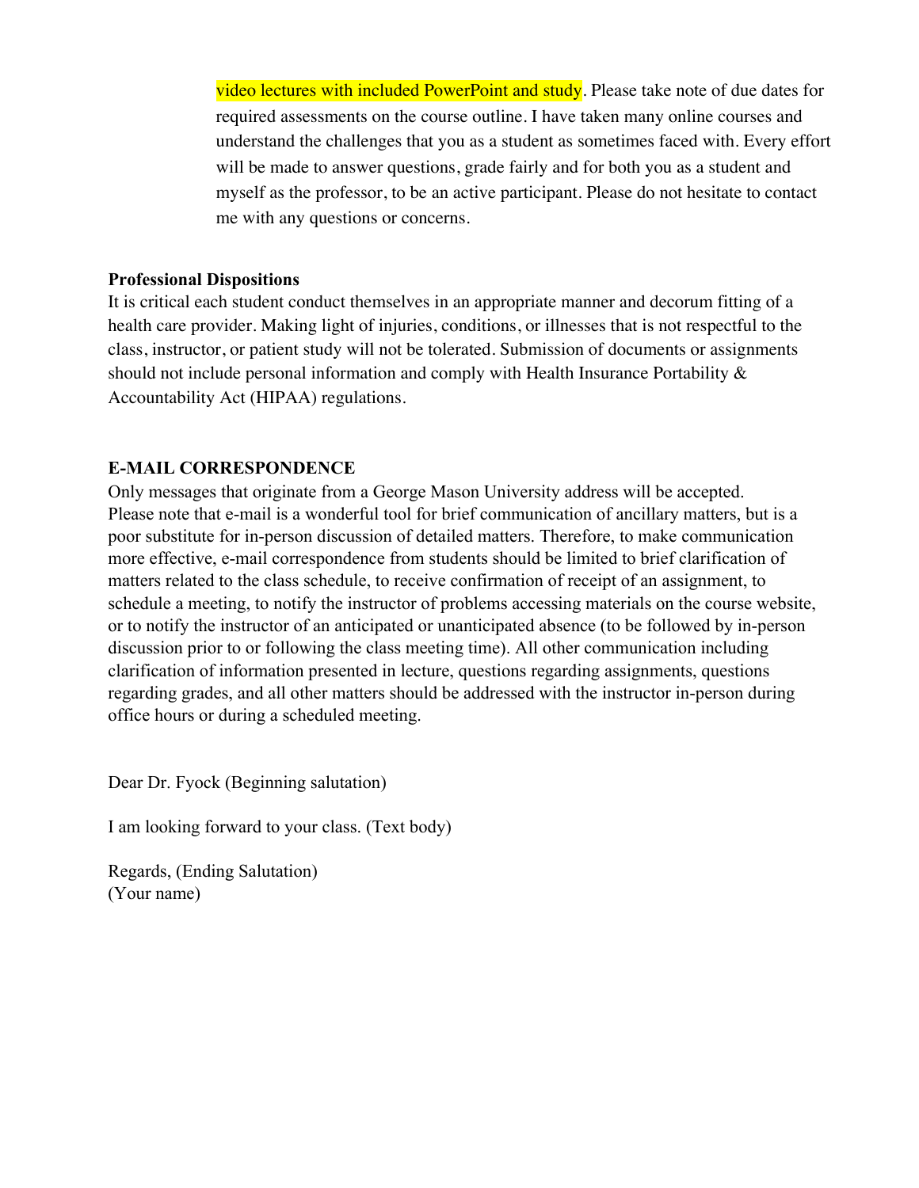video lectures with included PowerPoint and study. Please take note of due dates for required assessments on the course outline. I have taken many online courses and understand the challenges that you as a student as sometimes faced with. Every effort will be made to answer questions, grade fairly and for both you as a student and myself as the professor, to be an active participant. Please do not hesitate to contact me with any questions or concerns.

**Professional Dispositions**

It is critical each student conduct themselves in an appropriate manner and decorum fitting of a health care provider. Making light of injuries, conditions, or illnesses that is not respectful to the class, instructor, or patient study will not be tolerated. Submission of documents or assignments should not include personal information and comply with Health Insurance Portability & Accountability Act (HIPAA) regulations.

**E-MAIL CORRESPONDENCE**

Only messages that originate from a George Mason University address will be accepted. Please note that e-mail is a wonderful tool for brief communication of ancillary matters, but is a poor substitute for in-person discussion of detailed matters. Therefore, to make communication more effective, e-mail correspondence from students should be limited to brief clarification of matters related to the class schedule, to receive confirmation of receipt of an assignment, to schedule a meeting, to notify the instructor of problems accessing materials on the course website, or to notify the instructor of an anticipated or unanticipated absence (to be followed by in-person discussion prior to or following the class meeting time). All other communication including clarification of information presented in lecture, questions regarding assignments, questions regarding grades, and all other matters should be addressed with the instructor in-person during office hours or during a scheduled meeting.

Dear Dr. Fyock (Beginning salutation)

I am looking forward to your class. (Text body)

Regards, (Ending Salutation)
(Your name)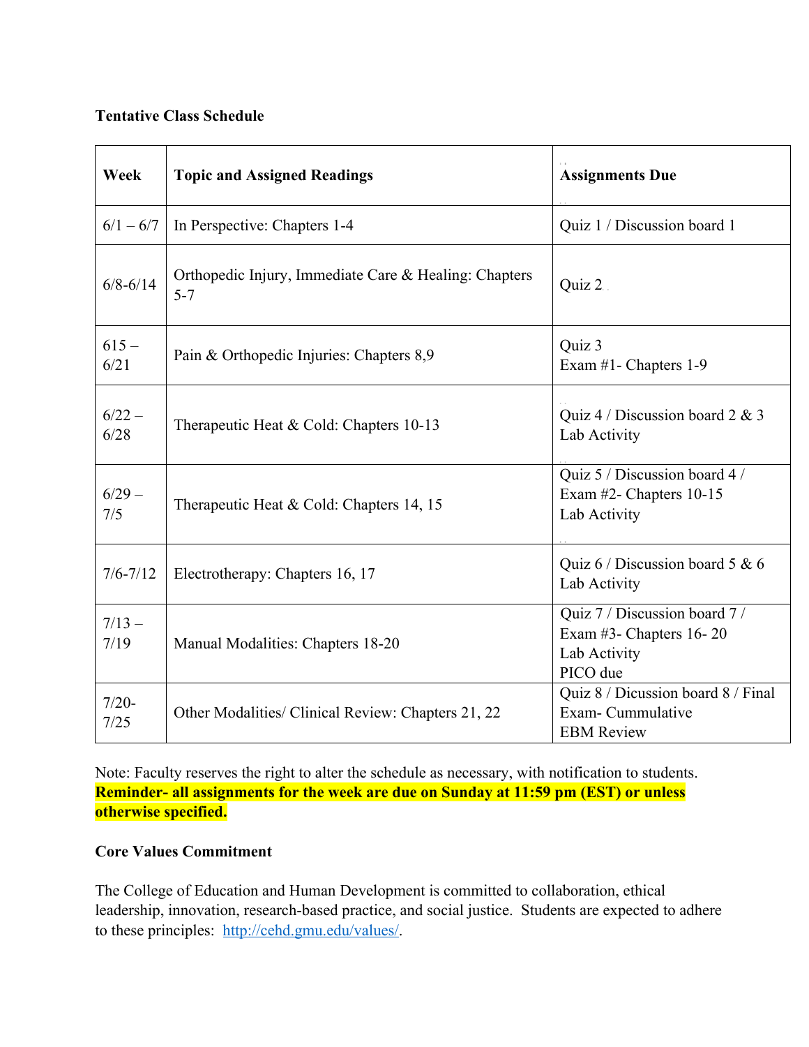**Tentative Class Schedule**

| Week | Topic and Assigned Readings | Assignments Due |
|---|---|---|
| 6/1 – 6/7 | In Perspective: Chapters 1-4 | Quiz 1 / Discussion board 1 |
| 6/8-6/14 | Orthopedic Injury, Immediate Care & Healing: Chapters 5-7 | Quiz 2 |
| 615 – 6/21 | Pain & Orthopedic Injuries: Chapters 8,9 | Quiz 3<br>Exam #1- Chapters 1-9 |
| 6/22 – 6/28 | Therapeutic Heat & Cold: Chapters 10-13 | Quiz 4 / Discussion board 2 & 3<br>Lab Activity |
| 6/29 – 7/5 | Therapeutic Heat & Cold: Chapters 14, 15 | Quiz 5 / Discussion board 4 / Exam #2- Chapters 10-15<br>Lab Activity |
| 7/6-7/12 | Electrotherapy: Chapters 16, 17 | Quiz 6 / Discussion board 5 & 6<br>Lab Activity |
| 7/13 – 7/19 | Manual Modalities: Chapters 18-20 | Quiz 7 / Discussion board 7 / Exam #3- Chapters 16- 20<br>Lab Activity<br>PICO due |
| 7/20- 7/25 | Other Modalities/ Clinical Review: Chapters 21, 22 | Quiz 8 / Dicussion board 8 / Final Exam- Cummulative<br>EBM Review |

Note: Faculty reserves the right to alter the schedule as necessary, with notification to students.
**Reminder- all assignments for the week are due on Sunday at 11:59 pm (EST) or unless otherwise specified.**

**Core Values Commitment**

The College of Education and Human Development is committed to collaboration, ethical leadership, innovation, research-based practice, and social justice. Students are expected to adhere to these principles: http://cehd.gmu.edu/values/.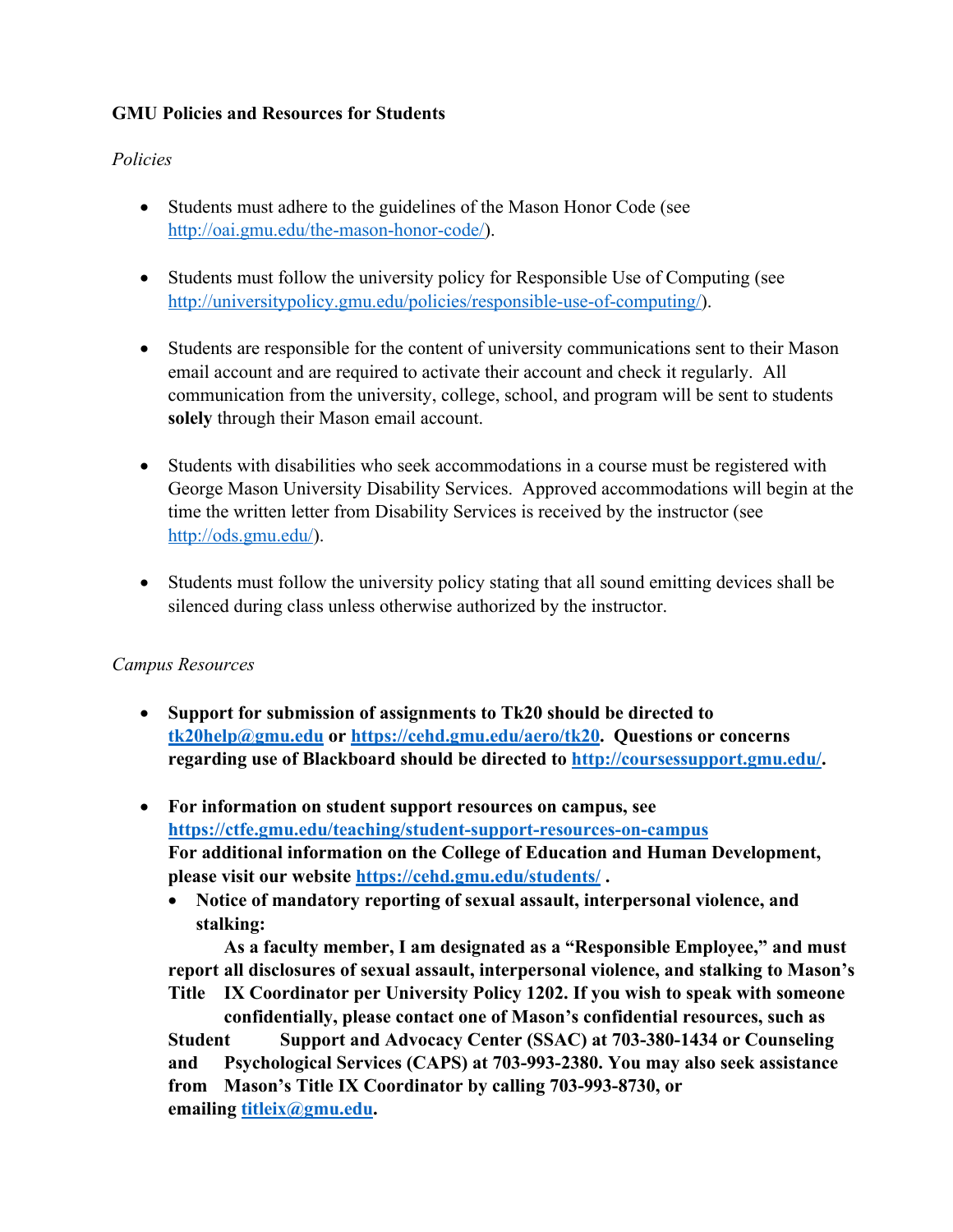**GMU Policies and Resources for Students**

*Policies*

- Students must adhere to the guidelines of the Mason Honor Code (see http://oai.gmu.edu/the-mason-honor-code/).

- Students must follow the university policy for Responsible Use of Computing (see http://universitypolicy.gmu.edu/policies/responsible-use-of-computing/).

- Students are responsible for the content of university communications sent to their Mason email account and are required to activate their account and check it regularly. All communication from the university, college, school, and program will be sent to students **solely** through their Mason email account.

- Students with disabilities who seek accommodations in a course must be registered with George Mason University Disability Services. Approved accommodations will begin at the time the written letter from Disability Services is received by the instructor (see http://ods.gmu.edu/).

- Students must follow the university policy stating that all sound emitting devices shall be silenced during class unless otherwise authorized by the instructor.

*Campus Resources*

- **Support for submission of assignments to Tk20 should be directed to tk20help@gmu.edu or https://cehd.gmu.edu/aero/tk20. Questions or concerns regarding use of Blackboard should be directed to http://coursessupport.gmu.edu/.**

- **For information on student support resources on campus, see https://ctfe.gmu.edu/teaching/student-support-resources-on-campus**
  **For additional information on the College of Education and Human Development, please visit our website https://cehd.gmu.edu/students/ .**
  - **Notice of mandatory reporting of sexual assault, interpersonal violence, and stalking:**
    **As a faculty member, I am designated as a "Responsible Employee," and must report all disclosures of sexual assault, interpersonal violence, and stalking to Mason's Title IX Coordinator per University Policy 1202. If you wish to speak with someone confidentially, please contact one of Mason's confidential resources, such as Student Support and Advocacy Center (SSAC) at 703-380-1434 or Counseling and Psychological Services (CAPS) at 703-993-2380. You may also seek assistance from Mason's Title IX Coordinator by calling 703-993-8730, or emailing titleix@gmu.edu.**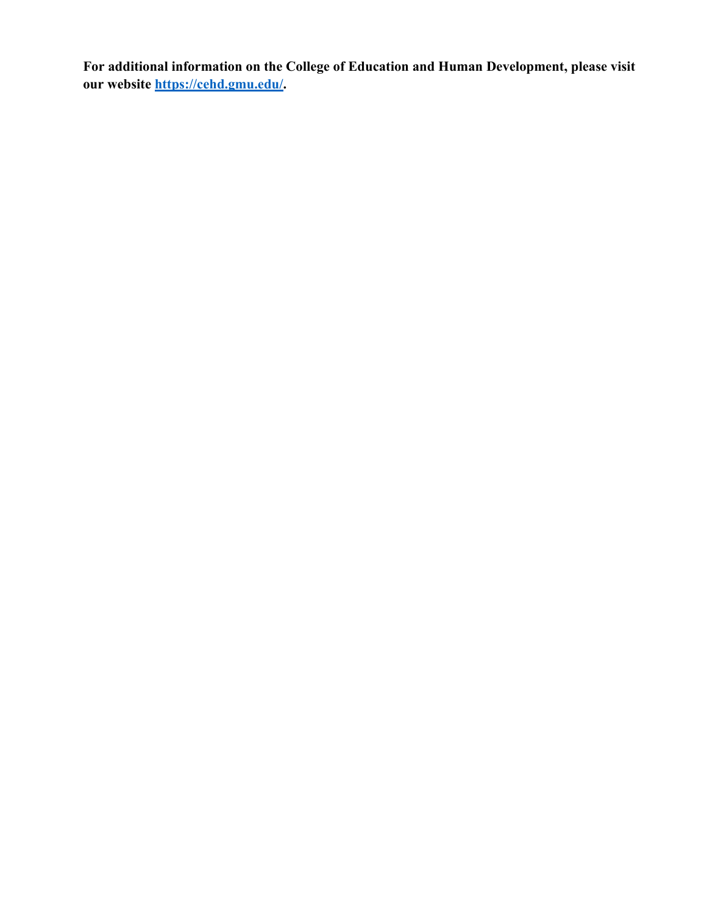**For additional information on the College of Education and Human Development, please visit our website [https://cehd.gmu.edu/](https://cehd.gmu.edu/).**